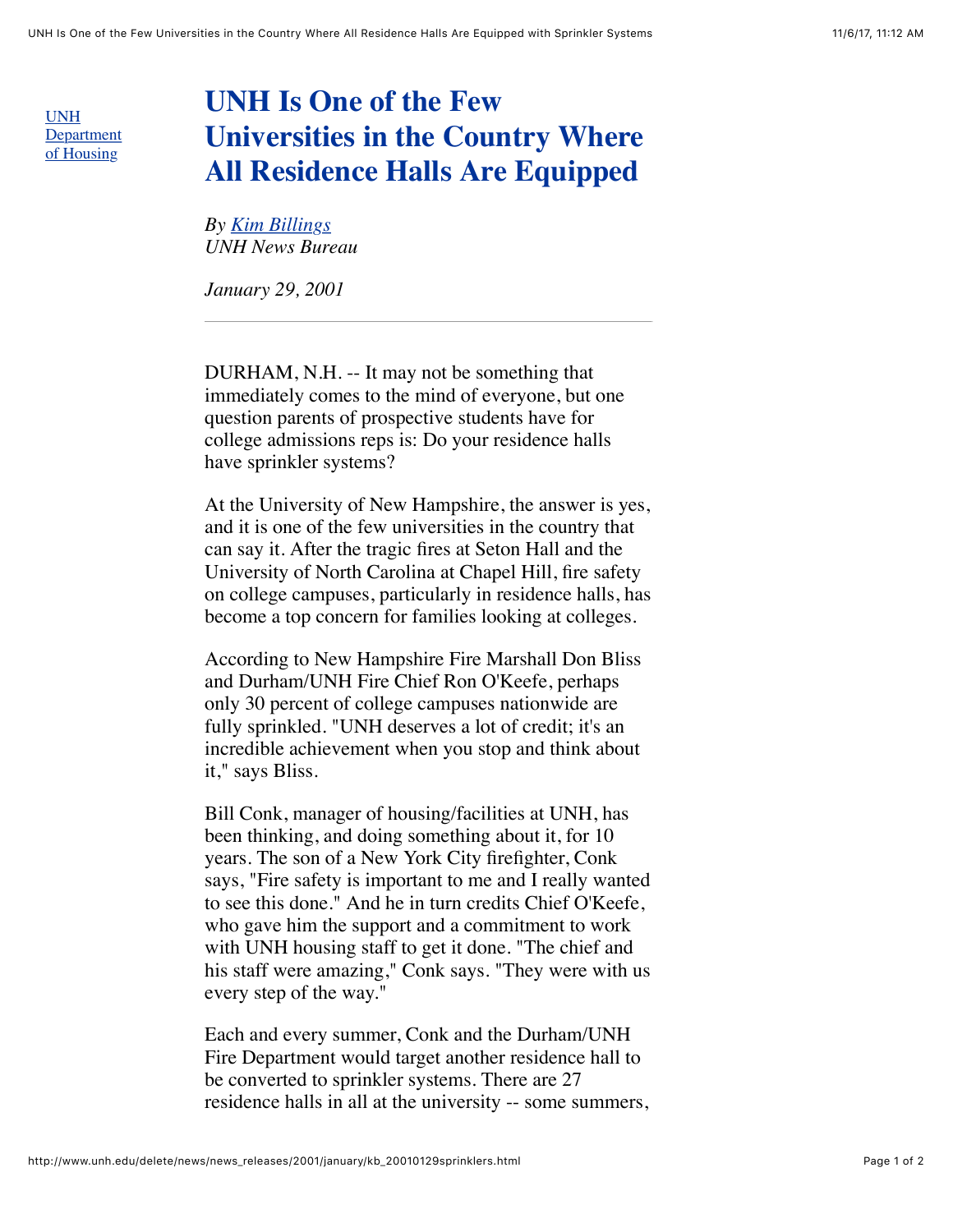[UNH Department of Housing](#)

# UNH Is One of the Few Universities in the Country Where All Residence Halls Are Equipped

*By [Kim Billings](#)*
*UNH News Bureau*

*January 29, 2001*

---

DURHAM, N.H. -- It may not be something that immediately comes to the mind of everyone, but one question parents of prospective students have for college admissions reps is: Do your residence halls have sprinkler systems?

At the University of New Hampshire, the answer is yes, and it is one of the few universities in the country that can say it. After the tragic fires at Seton Hall and the University of North Carolina at Chapel Hill, fire safety on college campuses, particularly in residence halls, has become a top concern for families looking at colleges.

According to New Hampshire Fire Marshall Don Bliss and Durham/UNH Fire Chief Ron O'Keefe, perhaps only 30 percent of college campuses nationwide are fully sprinkled. "UNH deserves a lot of credit; it's an incredible achievement when you stop and think about it," says Bliss.

Bill Conk, manager of housing/facilities at UNH, has been thinking, and doing something about it, for 10 years. The son of a New York City firefighter, Conk says, "Fire safety is important to me and I really wanted to see this done." And he in turn credits Chief O'Keefe, who gave him the support and a commitment to work with UNH housing staff to get it done. "The chief and his staff were amazing," Conk says. "They were with us every step of the way."

Each and every summer, Conk and the Durham/UNH Fire Department would target another residence hall to be converted to sprinkler systems. There are 27 residence halls in all at the university -- some summers,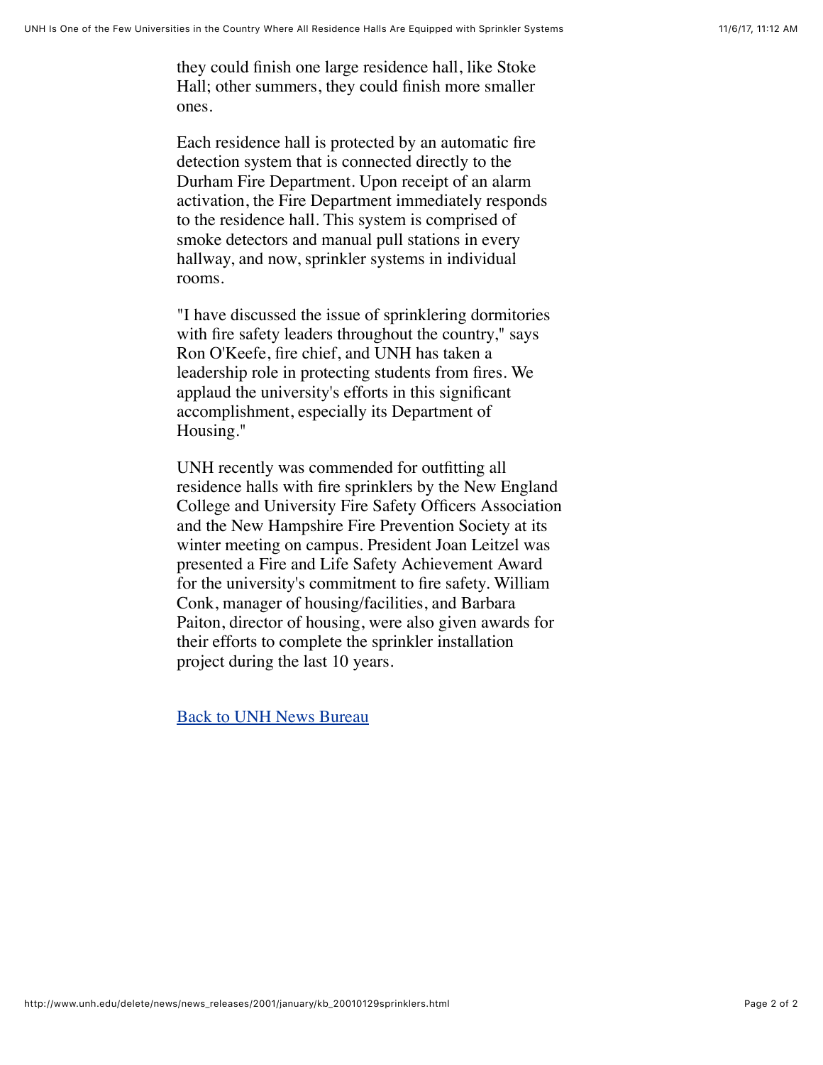they could finish one large residence hall, like Stoke Hall; other summers, they could finish more smaller ones.

Each residence hall is protected by an automatic fire detection system that is connected directly to the Durham Fire Department. Upon receipt of an alarm activation, the Fire Department immediately responds to the residence hall. This system is comprised of smoke detectors and manual pull stations in every hallway, and now, sprinkler systems in individual rooms.

"I have discussed the issue of sprinklering dormitories with fire safety leaders throughout the country," says Ron O'Keefe, fire chief, and UNH has taken a leadership role in protecting students from fires. We applaud the university's efforts in this significant accomplishment, especially its Department of Housing."

UNH recently was commended for outfitting all residence halls with fire sprinklers by the New England College and University Fire Safety Officers Association and the New Hampshire Fire Prevention Society at its winter meeting on campus. President Joan Leitzel was presented a Fire and Life Safety Achievement Award for the university's commitment to fire safety. William Conk, manager of housing/facilities, and Barbara Paiton, director of housing, were also given awards for their efforts to complete the sprinkler installation project during the last 10 years.

[Back to UNH News Bureau]